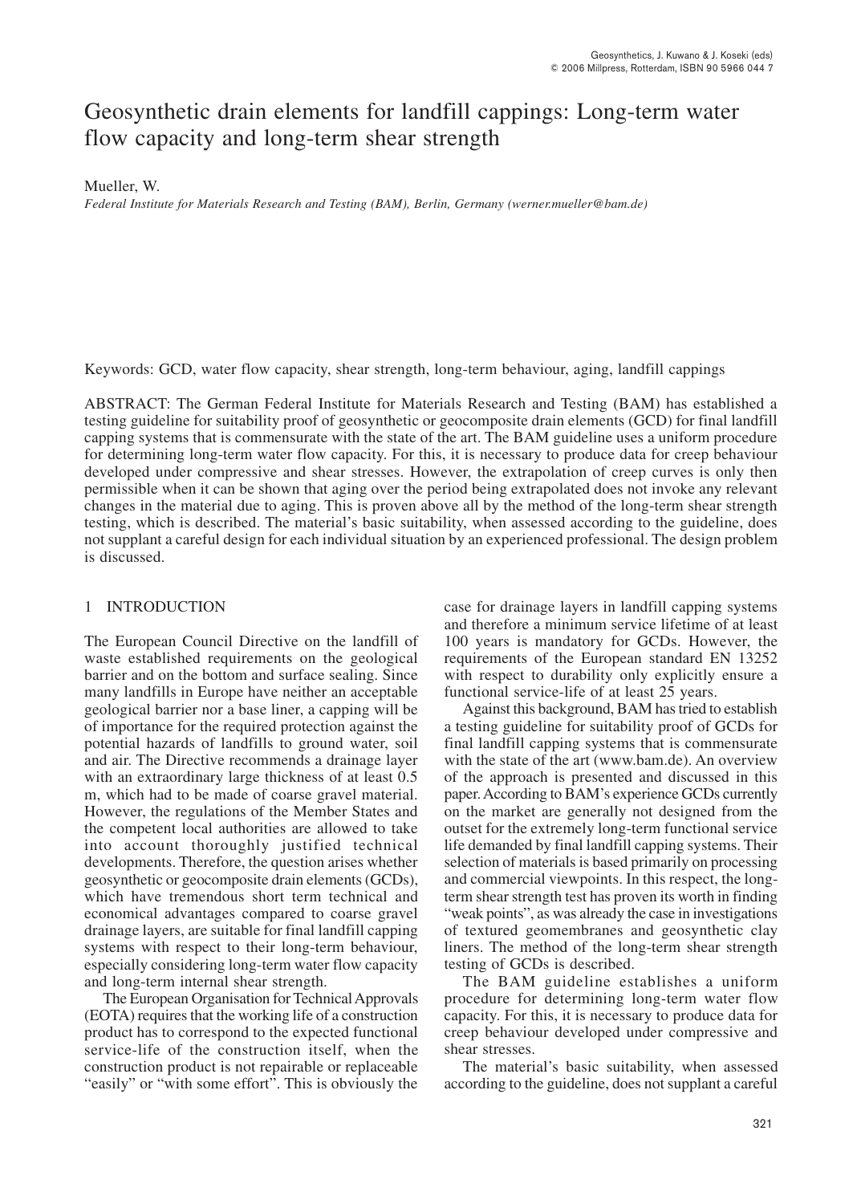# Geosynthetic drain elements for landfill cappings: Long-term water flow capacity and long-term shear strength

Mueller, W.

*Federal Institute for Materials Research and Testing (BAM), Berlin, Germany (werner.mueller@bam.de)*

Keywords: GCD, water flow capacity, shear strength, long-term behaviour, aging, landfill cappings

ABSTRACT: The German Federal Institute for Materials Research and Testing (BAM) has established a testing guideline for suitability proof of geosynthetic or geocomposite drain elements (GCD) for final landfill capping systems that is commensurate with the state of the art. The BAM guideline uses a uniform procedure for determining long-term water flow capacity. For this, it is necessary to produce data for creep behaviour developed under compressive and shear stresses. However, the extrapolation of creep curves is only then permissible when it can be shown that aging over the period being extrapolated does not invoke any relevant changes in the material due to aging. This is proven above all by the method of the long-term shear strength testing, which is described. The material's basic suitability, when assessed according to the guideline, does not supplant a careful design for each individual situation by an experienced professional. The design problem is discussed.

## 1 INTRODUCTION

The European Council Directive on the landfill of waste established requirements on the geological barrier and on the bottom and surface sealing. Since many landfills in Europe have neither an acceptable geological barrier nor a base liner, a capping will be of importance for the required protection against the potential hazards of landfills to ground water, soil and air. The Directive recommends a drainage layer with an extraordinary large thickness of at least 0.5 m, which had to be made of coarse gravel material. However, the regulations of the Member States and the competent local authorities are allowed to take into account thoroughly justified technical developments. Therefore, the question arises whether geosynthetic or geocomposite drain elements (GCDs), which have tremendous short term technical and economical advantages compared to coarse gravel drainage layers, are suitable for final landfill capping systems with respect to their long-term behaviour, especially considering long-term water flow capacity and long-term internal shear strength.

The European Organisation for Technical Approvals (EOTA) requires that the working life of a construction product has to correspond to the expected functional service-life of the construction itself, when the construction product is not repairable or replaceable "easily" or "with some effort". This is obviously the case for drainage layers in landfill capping systems and therefore a minimum service lifetime of at least 100 years is mandatory for GCDs. However, the requirements of the European standard EN 13252 with respect to durability only explicitly ensure a functional service-life of at least 25 years.

Against this background, BAM has tried to establish a testing guideline for suitability proof of GCDs for final landfill capping systems that is commensurate with the state of the art (www.bam.de). An overview of the approach is presented and discussed in this paper. According to BAM's experience GCDs currently on the market are generally not designed from the outset for the extremely long-term functional service life demanded by final landfill capping systems. Their selection of materials is based primarily on processing and commercial viewpoints. In this respect, the long-term shear strength test has proven its worth in finding "weak points", as was already the case in investigations of textured geomembranes and geosynthetic clay liners. The method of the long-term shear strength testing of GCDs is described.

The BAM guideline establishes a uniform procedure for determining long-term water flow capacity. For this, it is necessary to produce data for creep behaviour developed under compressive and shear stresses.

The material's basic suitability, when assessed according to the guideline, does not supplant a careful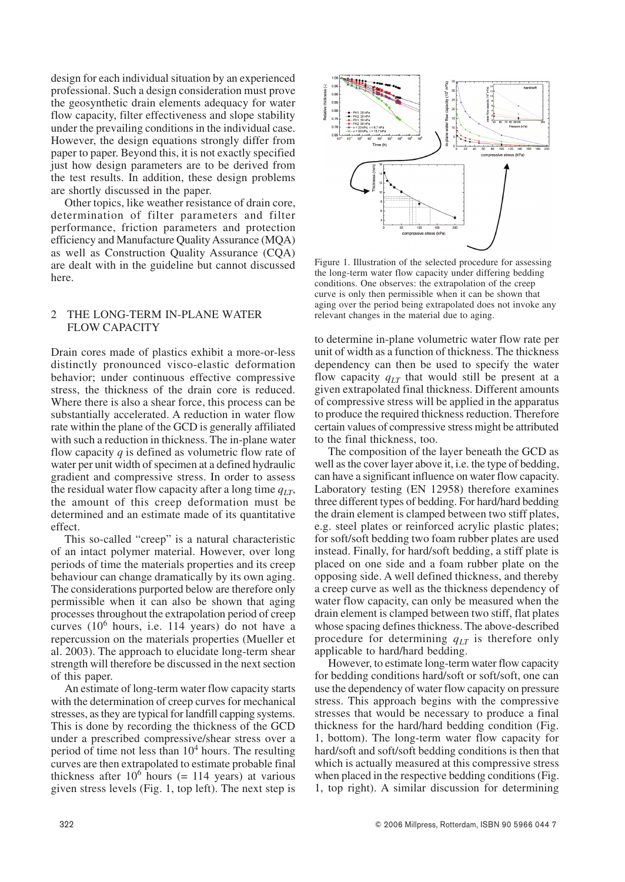design for each individual situation by an experienced professional. Such a design consideration must prove the geosynthetic drain elements adequacy for water flow capacity, filter effectiveness and slope stability under the prevailing conditions in the individual case. However, the design equations strongly differ from paper to paper. Beyond this, it is not exactly specified just how design parameters are to be derived from the test results. In addition, these design problems are shortly discussed in the paper.

Other topics, like weather resistance of drain core, determination of filter parameters and filter performance, friction parameters and protection efficiency and Manufacture Quality Assurance (MQA) as well as Construction Quality Assurance (CQA) are dealt with in the guideline but cannot discussed here.

## 2 THE LONG-TERM IN-PLANE WATER FLOW CAPACITY

Drain cores made of plastics exhibit a more-or-less distinctly pronounced visco-elastic deformation behavior; under continuous effective compressive stress, the thickness of the drain core is reduced. Where there is also a shear force, this process can be substantially accelerated. A reduction in water flow rate within the plane of the GCD is generally affiliated with such a reduction in thickness. The in-plane water flow capacity $q$ is defined as volumetric flow rate of water per unit width of specimen at a defined hydraulic gradient and compressive stress. In order to assess the residual water flow capacity after a long time $q_{LT}$, the amount of this creep deformation must be determined and an estimate made of its quantitative effect.

This so-called "creep" is a natural characteristic of an intact polymer material. However, over long periods of time the materials properties and its creep behaviour can change dramatically by its own aging. The considerations purported below are therefore only permissible when it can also be shown that aging processes throughout the extrapolation period of creep curves ($10^6$ hours, i.e. 114 years) do not have a repercussion on the materials properties (Mueller et al. 2003). The approach to elucidate long-term shear strength will therefore be discussed in the next section of this paper.

An estimate of long-term water flow capacity starts with the determination of creep curves for mechanical stresses, as they are typical for landfill capping systems. This is done by recording the thickness of the GCD under a prescribed compressive/shear stress over a period of time not less than $10^4$ hours. The resulting curves are then extrapolated to estimate probable final thickness after $10^6$ hours (= 114 years) at various given stress levels (Fig. 1, top left). The next step is to determine in-plane volumetric water flow rate per unit of width as a function of thickness. The thickness dependency can then be used to specify the water flow capacity $q_{LT}$ that would still be present at a given extrapolated final thickness. Different amounts of compressive stress will be applied in the apparatus to produce the required thickness reduction. Therefore certain values of compressive stress might be attributed to the final thickness, too.

Figure 1. Illustration of the selected procedure for assessing the long-term water flow capacity under differing bedding conditions. One observes: the extrapolation of the creep curve is only then permissible when it can be shown that aging over the period being extrapolated does not invoke any relevant changes in the material due to aging.

The composition of the layer beneath the GCD as well as the cover layer above it, i.e. the type of bedding, can have a significant influence on water flow capacity. Laboratory testing (EN 12958) therefore examines three different types of bedding. For hard/hard bedding the drain element is clamped between two stiff plates, e.g. steel plates or reinforced acrylic plastic plates; for soft/soft bedding two foam rubber plates are used instead. Finally, for hard/soft bedding, a stiff plate is placed on one side and a foam rubber plate on the opposing side. A well defined thickness, and thereby a creep curve as well as the thickness dependency of water flow capacity, can only be measured when the drain element is clamped between two stiff, flat plates whose spacing defines thickness. The above-described procedure for determining $q_{LT}$ is therefore only applicable to hard/hard bedding.

However, to estimate long-term water flow capacity for bedding conditions hard/soft or soft/soft, one can use the dependency of water flow capacity on pressure stress. This approach begins with the compressive stresses that would be necessary to produce a final thickness for the hard/hard bedding condition (Fig. 1, bottom). The long-term water flow capacity for hard/soft and soft/soft bedding conditions is then that which is actually measured at this compressive stress when placed in the respective bedding conditions (Fig. 1, top right). A similar discussion for determining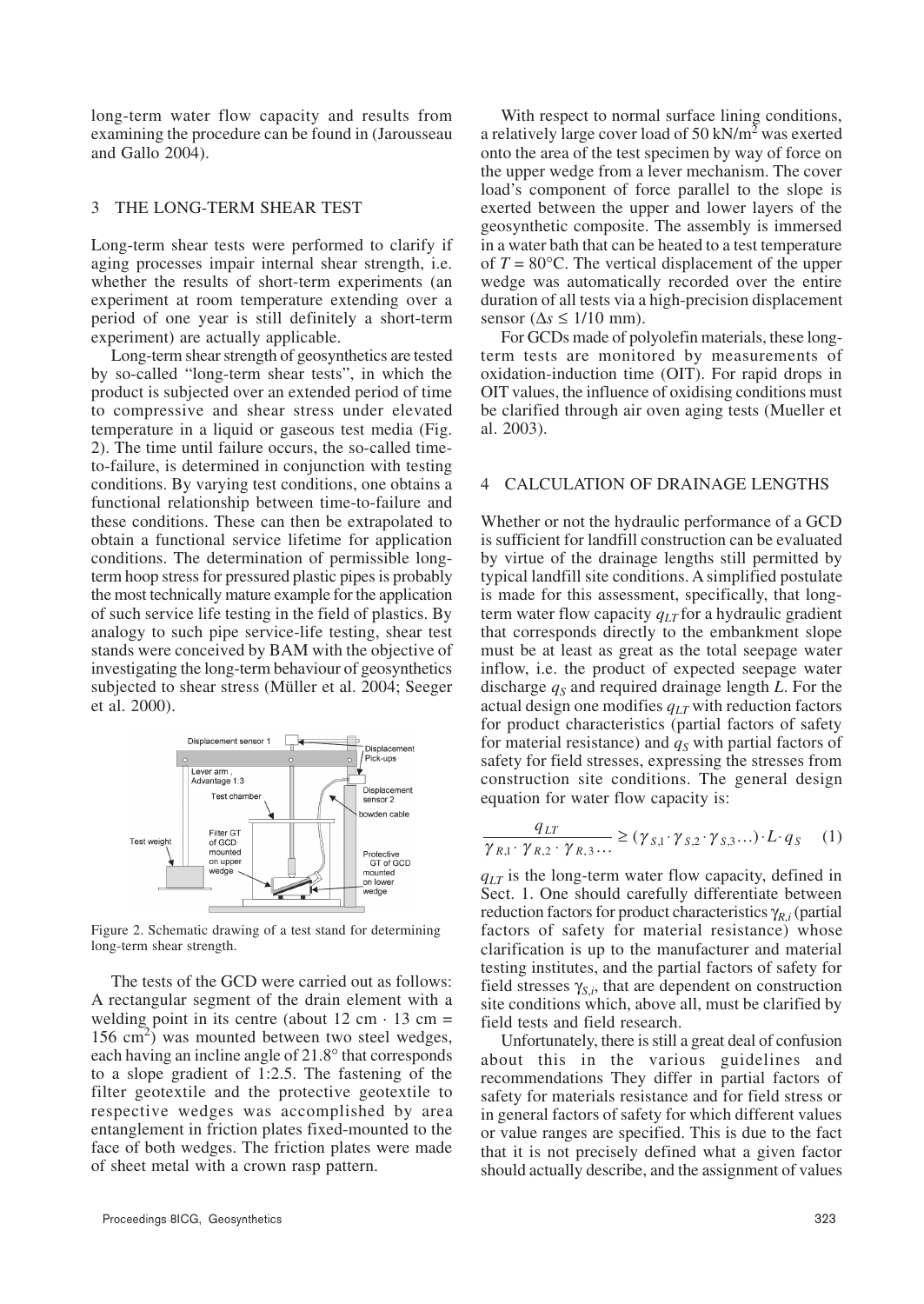long-term water flow capacity and results from examining the procedure can be found in (Jarousseau and Gallo 2004).

## 3 THE LONG-TERM SHEAR TEST

Long-term shear tests were performed to clarify if aging processes impair internal shear strength, i.e. whether the results of short-term experiments (an experiment at room temperature extending over a period of one year is still definitely a short-term experiment) are actually applicable.

Long-term shear strength of geosynthetics are tested by so-called "long-term shear tests", in which the product is subjected over an extended period of time to compressive and shear stress under elevated temperature in a liquid or gaseous test media (Fig. 2). The time until failure occurs, the so-called time-to-failure, is determined in conjunction with testing conditions. By varying test conditions, one obtains a functional relationship between time-to-failure and these conditions. These can then be extrapolated to obtain a functional service lifetime for application conditions. The determination of permissible long-term hoop stress for pressured plastic pipes is probably the most technically mature example for the application of such service life testing in the field of plastics. By analogy to such pipe service-life testing, shear test stands were conceived by BAM with the objective of investigating the long-term behaviour of geosynthetics subjected to shear stress (Müller et al. 2004; Seeger et al. 2000).

Figure 2. Schematic drawing of a test stand for determining long-term shear strength.

The tests of the GCD were carried out as follows: A rectangular segment of the drain element with a welding point in its centre (about 12 cm · 13 cm = 156 cm$^2$) was mounted between two steel wedges, each having an incline angle of 21.8° that corresponds to a slope gradient of 1:2.5. The fastening of the filter geotextile and the protective geotextile to respective wedges was accomplished by area entanglement in friction plates fixed-mounted to the face of both wedges. The friction plates were made of sheet metal with a crown rasp pattern.

With respect to normal surface lining conditions, a relatively large cover load of 50 kN/m$^2$ was exerted onto the area of the test specimen by way of force on the upper wedge from a lever mechanism. The cover load's component of force parallel to the slope is exerted between the upper and lower layers of the geosynthetic composite. The assembly is immersed in a water bath that can be heated to a test temperature of $T = 80°C$. The vertical displacement of the upper wedge was automatically recorded over the entire duration of all tests via a high-precision displacement sensor ($\Delta s \leq 1/10$ mm).

For GCDs made of polyolefin materials, these long-term tests are monitored by measurements of oxidation-induction time (OIT). For rapid drops in OIT values, the influence of oxidising conditions must be clarified through air oven aging tests (Mueller et al. 2003).

## 4 CALCULATION OF DRAINAGE LENGTHS

Whether or not the hydraulic performance of a GCD is sufficient for landfill construction can be evaluated by virtue of the drainage lengths still permitted by typical landfill site conditions. A simplified postulate is made for this assessment, specifically, that long-term water flow capacity $q_{LT}$ for a hydraulic gradient that corresponds directly to the embankment slope must be at least as great as the total seepage water inflow, i.e. the product of expected seepage water discharge $q_S$ and required drainage length $L$. For the actual design one modifies $q_{LT}$ with reduction factors for product characteristics (partial factors of safety for material resistance) and $q_S$ with partial factors of safety for field stresses, expressing the stresses from construction site conditions. The general design equation for water flow capacity is:

$$\frac{q_{LT}}{\gamma_{R,1} \cdot \gamma_{R,2} \cdot \gamma_{R,3} \ldots} \geq (\gamma_{S,1} \cdot \gamma_{S,2} \cdot \gamma_{S,3} \ldots) \cdot L \cdot q_S \quad (1)$$

$q_{LT}$ is the long-term water flow capacity, defined in Sect. 1. One should carefully differentiate between reduction factors for product characteristics $\gamma_{R,i}$ (partial factors of safety for material resistance) whose clarification is up to the manufacturer and material testing institutes, and the partial factors of safety for field stresses $\gamma_{S,i}$, that are dependent on construction site conditions which, above all, must be clarified by field tests and field research.

Unfortunately, there is still a great deal of confusion about this in the various guidelines and recommendations They differ in partial factors of safety for materials resistance and for field stress or in general factors of safety for which different values or value ranges are specified. This is due to the fact that it is not precisely defined what a given factor should actually describe, and the assignment of values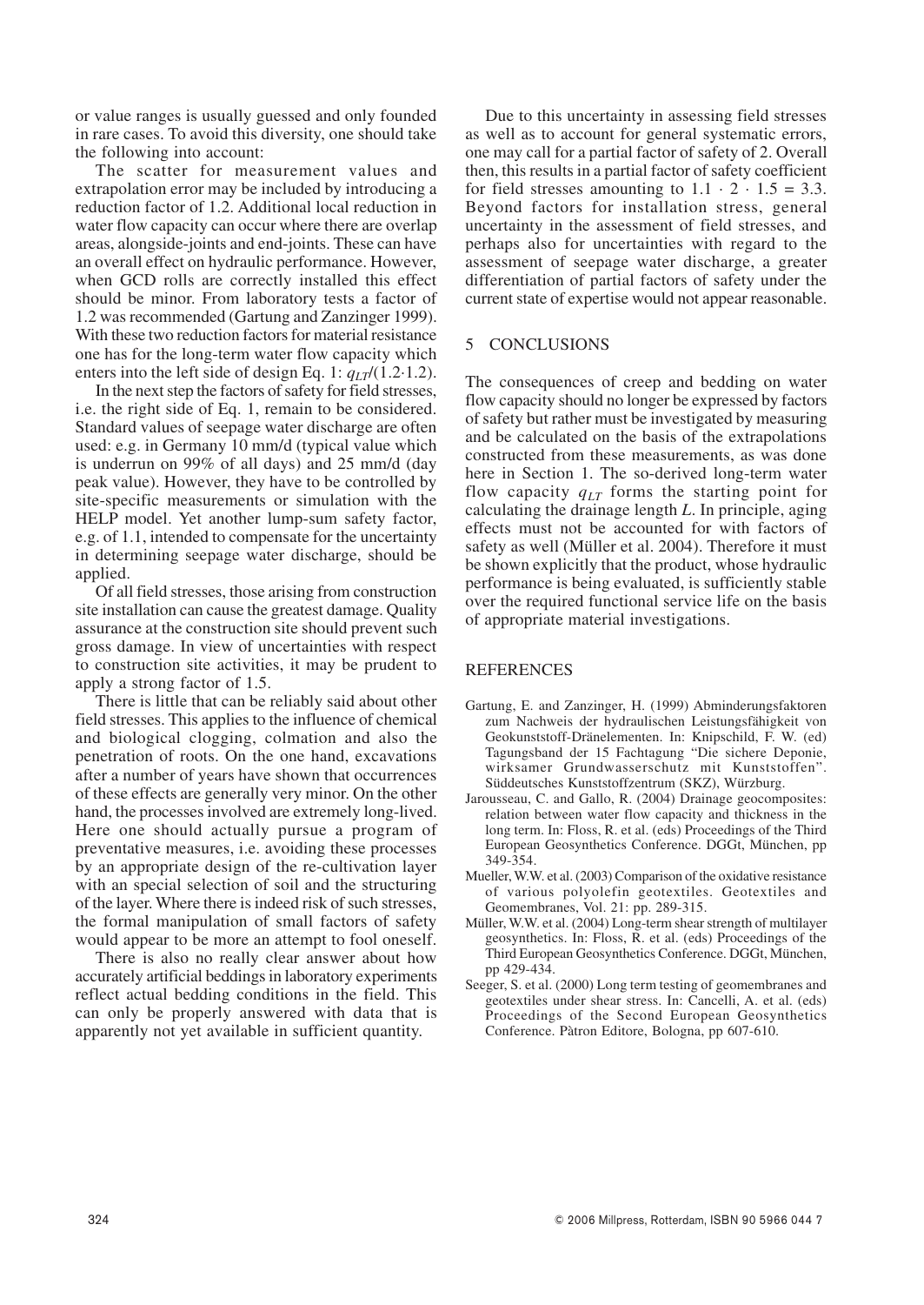or value ranges is usually guessed and only founded in rare cases. To avoid this diversity, one should take the following into account:

The scatter for measurement values and extrapolation error may be included by introducing a reduction factor of 1.2. Additional local reduction in water flow capacity can occur where there are overlap areas, alongside-joints and end-joints. These can have an overall effect on hydraulic performance. However, when GCD rolls are correctly installed this effect should be minor. From laboratory tests a factor of 1.2 was recommended (Gartung and Zanzinger 1999). With these two reduction factors for material resistance one has for the long-term water flow capacity which enters into the left side of design Eq. 1: $q_{LT}/(1.2 \cdot 1.2)$.

In the next step the factors of safety for field stresses, i.e. the right side of Eq. 1, remain to be considered. Standard values of seepage water discharge are often used: e.g. in Germany 10 mm/d (typical value which is underrun on 99% of all days) and 25 mm/d (day peak value). However, they have to be controlled by site-specific measurements or simulation with the HELP model. Yet another lump-sum safety factor, e.g. of 1.1, intended to compensate for the uncertainty in determining seepage water discharge, should be applied.

Of all field stresses, those arising from construction site installation can cause the greatest damage. Quality assurance at the construction site should prevent such gross damage. In view of uncertainties with respect to construction site activities, it may be prudent to apply a strong factor of 1.5.

There is little that can be reliably said about other field stresses. This applies to the influence of chemical and biological clogging, colmation and also the penetration of roots. On the one hand, excavations after a number of years have shown that occurrences of these effects are generally very minor. On the other hand, the processes involved are extremely long-lived. Here one should actually pursue a program of preventative measures, i.e. avoiding these processes by an appropriate design of the re-cultivation layer with an special selection of soil and the structuring of the layer. Where there is indeed risk of such stresses, the formal manipulation of small factors of safety would appear to be more an attempt to fool oneself.

There is also no really clear answer about how accurately artificial beddings in laboratory experiments reflect actual bedding conditions in the field. This can only be properly answered with data that is apparently not yet available in sufficient quantity.

Due to this uncertainty in assessing field stresses as well as to account for general systematic errors, one may call for a partial factor of safety of 2. Overall then, this results in a partial factor of safety coefficient for field stresses amounting to $1.1 \cdot 2 \cdot 1.5 = 3.3$. Beyond factors for installation stress, general uncertainty in the assessment of field stresses, and perhaps also for uncertainties with regard to the assessment of seepage water discharge, a greater differentiation of partial factors of safety under the current state of expertise would not appear reasonable.

## 5 CONCLUSIONS

The consequences of creep and bedding on water flow capacity should no longer be expressed by factors of safety but rather must be investigated by measuring and be calculated on the basis of the extrapolations constructed from these measurements, as was done here in Section 1. The so-derived long-term water flow capacity $q_{LT}$ forms the starting point for calculating the drainage length $L$. In principle, aging effects must not be accounted for with factors of safety as well (Müller et al. 2004). Therefore it must be shown explicitly that the product, whose hydraulic performance is being evaluated, is sufficiently stable over the required functional service life on the basis of appropriate material investigations.

## REFERENCES

Gartung, E. and Zanzinger, H. (1999) Abminderungsfaktoren zum Nachweis der hydraulischen Leistungsfähigkeit von Geokunststoff-Dränelementen. In: Knipschild, F. W. (ed) Tagungsband der 15 Fachtagung "Die sichere Deponie, wirksamer Grundwasserschutz mit Kunststoffen". Süddeutsches Kunststoffzentrum (SKZ), Würzburg.

Jarousseau, C. and Gallo, R. (2004) Drainage geocomposites: relation between water flow capacity and thickness in the long term. In: Floss, R. et al. (eds) Proceedings of the Third European Geosynthetics Conference. DGGt, München, pp 349-354.

Mueller, W.W. et al. (2003) Comparison of the oxidative resistance of various polyolefin geotextiles. Geotextiles and Geomembranes, Vol. 21: pp. 289-315.

Müller, W.W. et al. (2004) Long-term shear strength of multilayer geosynthetics. In: Floss, R. et al. (eds) Proceedings of the Third European Geosynthetics Conference. DGGt, München, pp 429-434.

Seeger, S. et al. (2000) Long term testing of geomembranes and geotextiles under shear stress. In: Cancelli, A. et al. (eds) Proceedings of the Second European Geosynthetics Conference. Pàtron Editore, Bologna, pp 607-610.